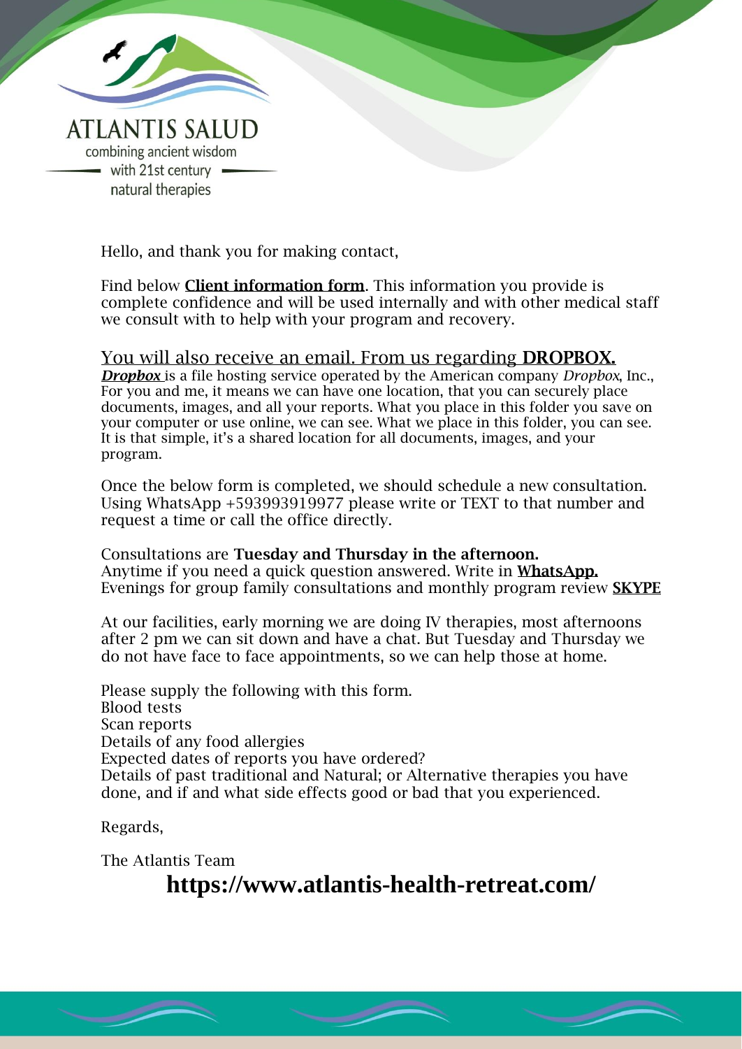ATLANTIS SALUD

combining ancient wisdom
with 21st century
natural therapies

Hello, and thank you for making contact,

Find below **Client information form**. This information you provide is complete confidence and will be used internally and with other medical staff we consult with to help with your program and recovery.

You will also receive an email. From us regarding **DROPBOX.**

***Dropbox*** is a file hosting service operated by the American company *Dropbox*, Inc., For you and me, it means we can have one location, that you can securely place documents, images, and all your reports. What you place in this folder you save on your computer or use online, we can see. What we place in this folder, you can see. It is that simple, it's a shared location for all documents, images, and your program.

Once the below form is completed, we should schedule a new consultation. Using WhatsApp +593993919977 please write or TEXT to that number and request a time or call the office directly.

Consultations are **Tuesday and Thursday in the afternoon.**
Anytime if you need a quick question answered. Write in **WhatsApp.**
Evenings for group family consultations and monthly program review **SKYPE**

At our facilities, early morning we are doing IV therapies, most afternoons after 2 pm we can sit down and have a chat. But Tuesday and Thursday we do not have face to face appointments, so we can help those at home.

Please supply the following with this form.
Blood tests
Scan reports
Details of any food allergies
Expected dates of reports you have ordered?
Details of past traditional and Natural; or Alternative therapies you have done, and if and what side effects good or bad that you experienced.

Regards,

The Atlantis Team

**https://www.atlantis-health-retreat.com/**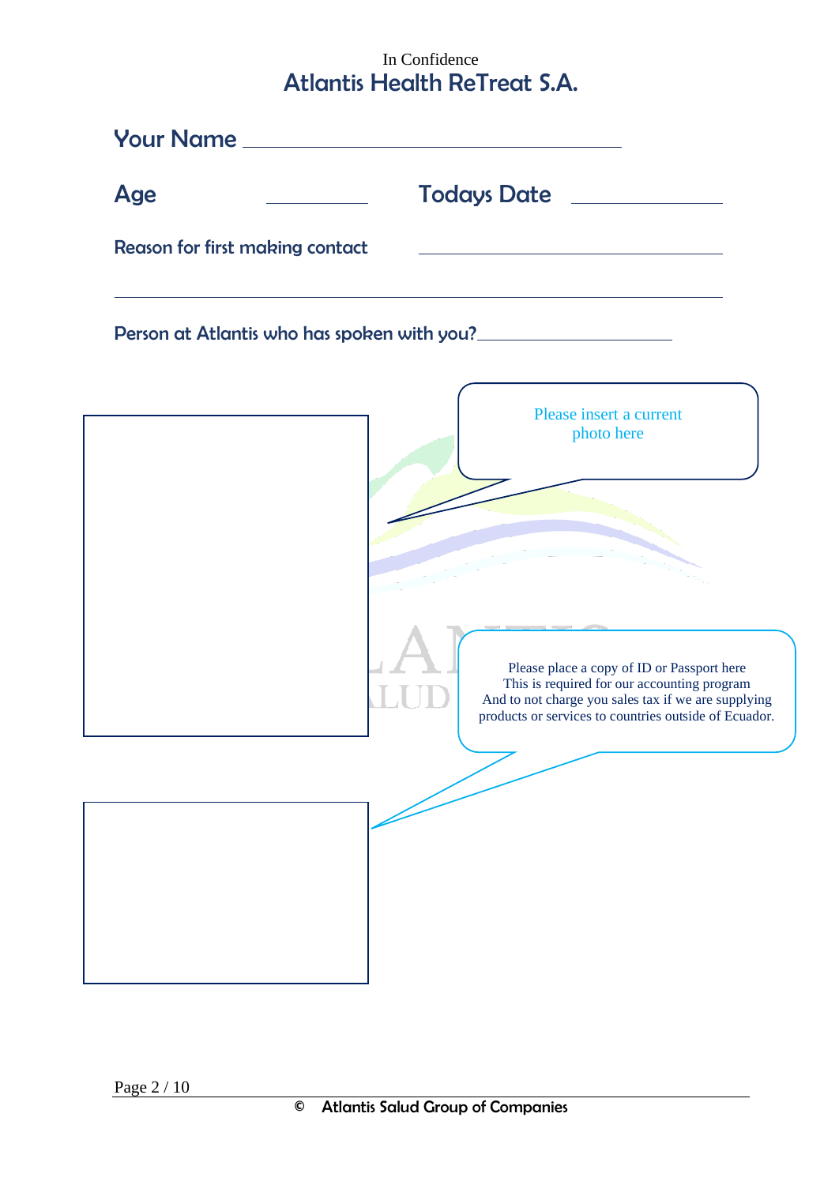In Confidence

# Atlantis Health ReTreat S.A.

**Your Name** ______________________________

**Age** __________ **Todays Date** ______________

**Reason for first making contact** ______________________________

__________________________________________________

**Person at Atlantis who has spoken with you?** ____________________

Please insert a current photo here

Please place a copy of ID or Passport here
This is required for our accounting program
And to not charge you sales tax if we are supplying products or services to countries outside of Ecuador.

© Atlantis Salud Group of Companies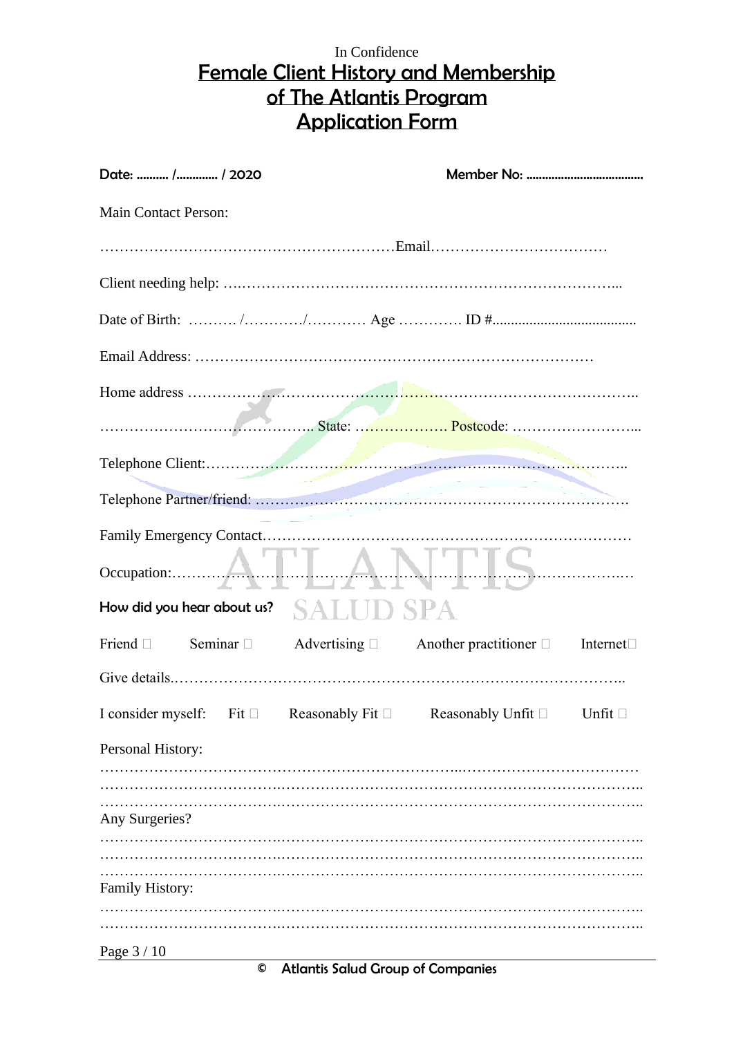In Confidence

# Female Client History and Membership of The Atlantis Program Application Form

**Date: .......... /............ / 2020** **Member No: ....................................**

Main Contact Person:

……………………………………………………Email………………………………

Client needing help: ….……………………….…………………………………………...

Date of Birth: ………. /…………/………… Age …………. ID #.......................................

Email Address: ………………………………………………………………………

Home address …………………………………………………………………………………..

…………………………………….. State: ………………. Postcode: ……………………...

Telephone Client:………………………………………………………………………………..

Telephone Partner/friend: ……………………………………………………………………….

Family Emergency Contact………………………………………………………………….

Occupation:……………………………………………………………………………………..

**How did you hear about us?**

Friend ☐ Seminar ☐ Advertising ☐ Another practitioner ☐ Internet☐

Give details.……………………………………………………………………………..

I consider myself: Fit ☐ Reasonably Fit ☐ Reasonably Unfit ☐ Unfit ☐

Personal History:

……………………………………………………………...………………………………
……………………………..……………………………………………………………..
……………………………..……………………………………………………………..

Any Surgeries?

……………………………..……………………………………………………………..
……………………………..……………………………………………………………..
……………………………..……………………………………………………………..

Family History:

……………………………..……………………………………………………………..
……………………………..……………………………………………………………..

© Atlantis Salud Group of Companies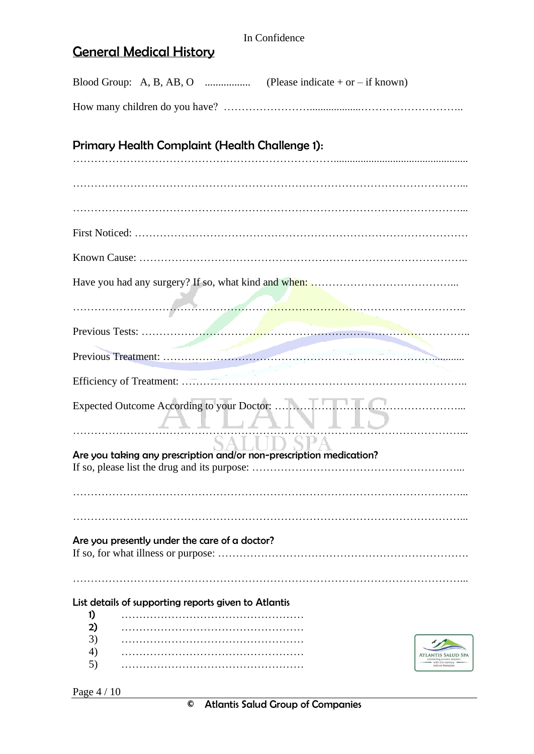## General Medical History

Blood Group: A, B, AB, O ................. (Please indicate + or – if known)

How many children do you have? ……………………....................………………………..

### Primary Health Complaint (Health Challenge 1):

……………………………………………………………………………………………………

……………………………………………………………………………………………………

……………………………………………………………………………………………………

First Noticed: ……………………………………………………………………………………

Known Cause: …………………………………………………………………………………..

Have you had any surgery? If so, what kind and when: …………………………………...

……………………………………………………………………………………………………

Previous Tests: …………………………………………………………………………………..

Previous Treatment: ………………………………………………………………………..........

Efficiency of Treatment: …………………………………………………………………………..

Expected Outcome According to your Doctor: …………………………………………………...

……………………………………………………………………………………………………

**Are you taking any prescription and/or non-prescription medication?**
If so, please list the drug and its purpose: …………………………………………………...

……………………………………………………………………………………………………

……………………………………………………………………………………………………

**Are you presently under the care of a doctor?**
If so, for what illness or purpose: ……………………………………………………………….

……………………………………………………………………………………………………

**List details of supporting reports given to Atlantis**

1) ……………………………………………
2) ……………………………………………
3) ……………………………………………
4) ……………………………………………
5) ……………………………………………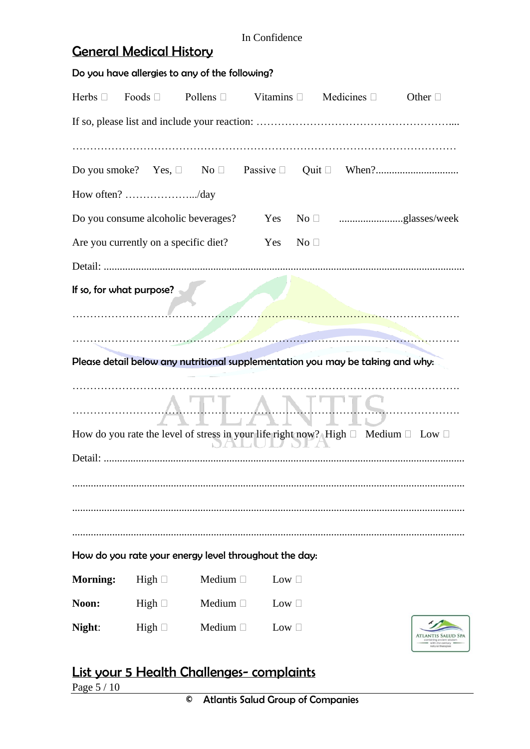In Confidence

## General Medical History

**Do you have allergies to any of the following?**

Herbs ☐ Foods ☐ Pollens ☐ Vitamins ☐ Medicines ☐ Other ☐

If so, please list and include your reaction: …………………………………………………....

…………………………………………………………………………………………………

Do you smoke? Yes, ☐ No ☐ Passive ☐ Quit ☐ When?...............................

How often? ………………..../day

Do you consume alcoholic beverages? Yes No ☐ ........................glasses/week

Are you currently on a specific diet? Yes No ☐

Detail: .....................................................................................................................................

**If so, for what purpose?**

…………………………………………………………………………………………………

…………………………………………………………………………………………………

**Please detail below any nutritional supplementation you may be taking and why:**

…………………………………………………………………………………………………

…………………………………………………………………………………………………

How do you rate the level of stress in your life right now? High ☐ Medium ☐ Low ☐

Detail: .....................................................................................................................................

.................................................................................................................................................

.................................................................................................................................................

.................................................................................................................................................

**How do you rate your energy level throughout the day:**

**Morning:** High ☐ Medium ☐ Low ☐

**Noon:** High ☐ Medium ☐ Low ☐

**Night**: High ☐ Medium ☐ Low ☐

## List your 5 Health Challenges- complaints

© Atlantis Salud Group of Companies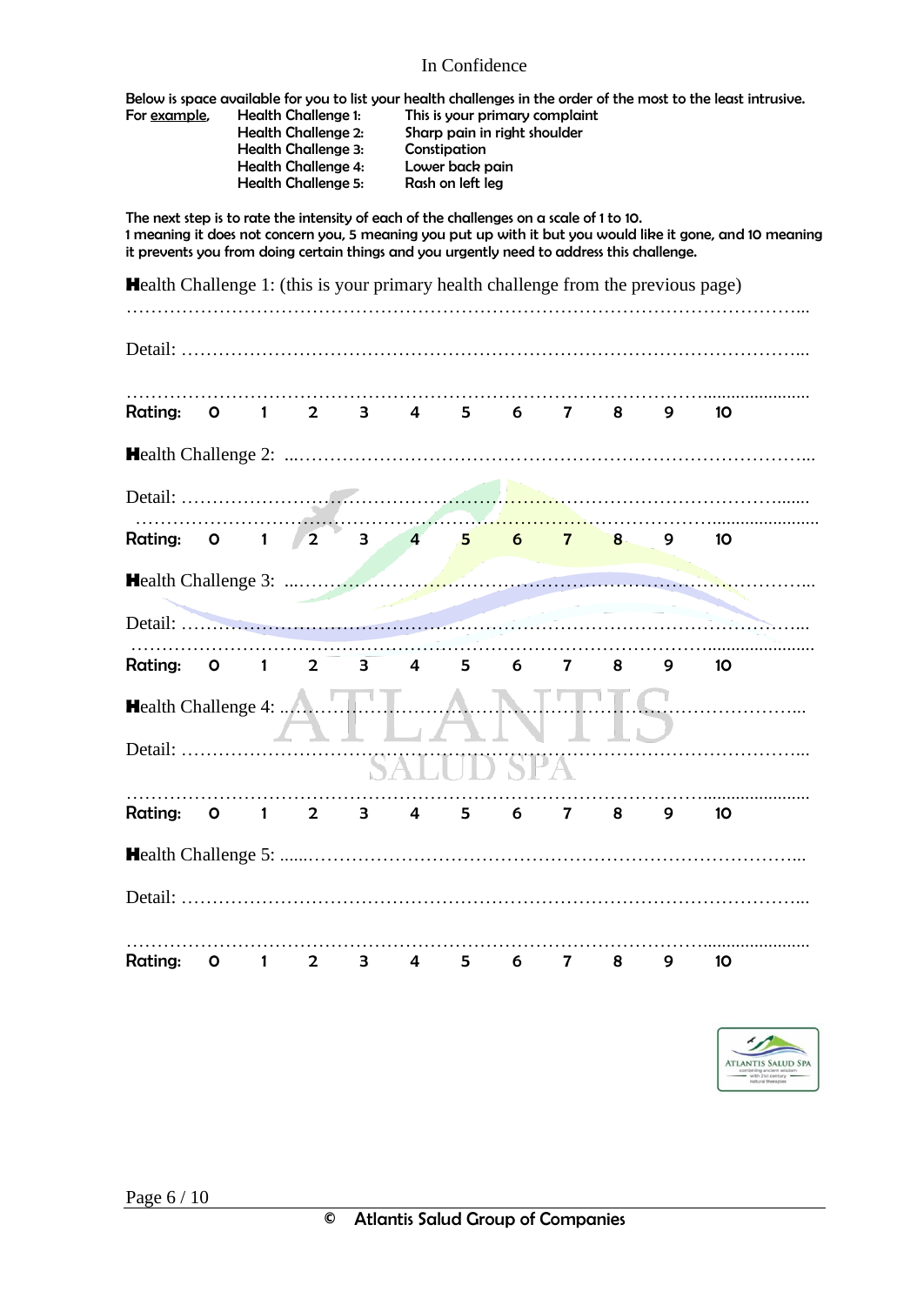Below is space available for you to list your health challenges in the order of the most to the least intrusive.

For example,

| | | |
|---|---|---|
| | Health Challenge 1: | This is your primary complaint |
| | Health Challenge 2: | Sharp pain in right shoulder |
| | Health Challenge 3: | Constipation |
| | Health Challenge 4: | Lower back pain |
| | Health Challenge 5: | Rash on left leg |

The next step is to rate the intensity of each of the challenges on a scale of 1 to 10.
1 meaning it does not concern you, 5 meaning you put up with it but you would like it gone, and 10 meaning it prevents you from doing certain things and you urgently need to address this challenge.

**H**ealth Challenge 1: (this is your primary health challenge from the previous page)
…………………………………………………………………………………………………...

Detail: …………………………………………………………………………………………...

…………………………………………………………………………………………………...

**Rating:** 0 1 2 3 4 5 6 7 8 9 10

**H**ealth Challenge 2: ...…………………………………………………………………………...

Detail: …………………………………………………………………………………………...

…………………………………………………………………………………………………...

**Rating:** 0 1 2 3 4 5 6 7 8 9 10

**H**ealth Challenge 3: ...…………………………………………………………………………...

Detail: …………………………………………………………………………………………...

…………………………………………………………………………………………………...

**Rating:** 0 1 2 3 4 5 6 7 8 9 10

**H**ealth Challenge 4: ...…………………………………………………………………………...

Detail: …………………………………………………………………………………………...

…………………………………………………………………………………………………...

**Rating:** 0 1 2 3 4 5 6 7 8 9 10

**H**ealth Challenge 5: ......…………………………………………………………………………...

Detail: …………………………………………………………………………………………...

…………………………………………………………………………………………………...

**Rating:** 0 1 2 3 4 5 6 7 8 9 10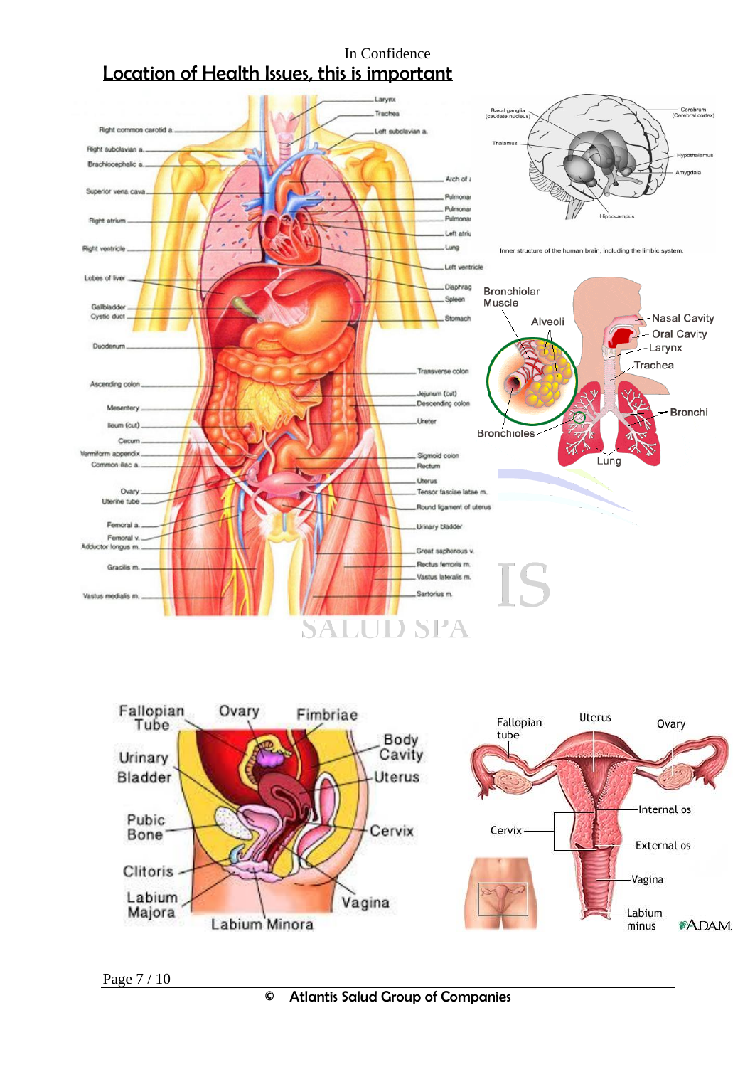In Confidence

# Location of Health Issues, this is important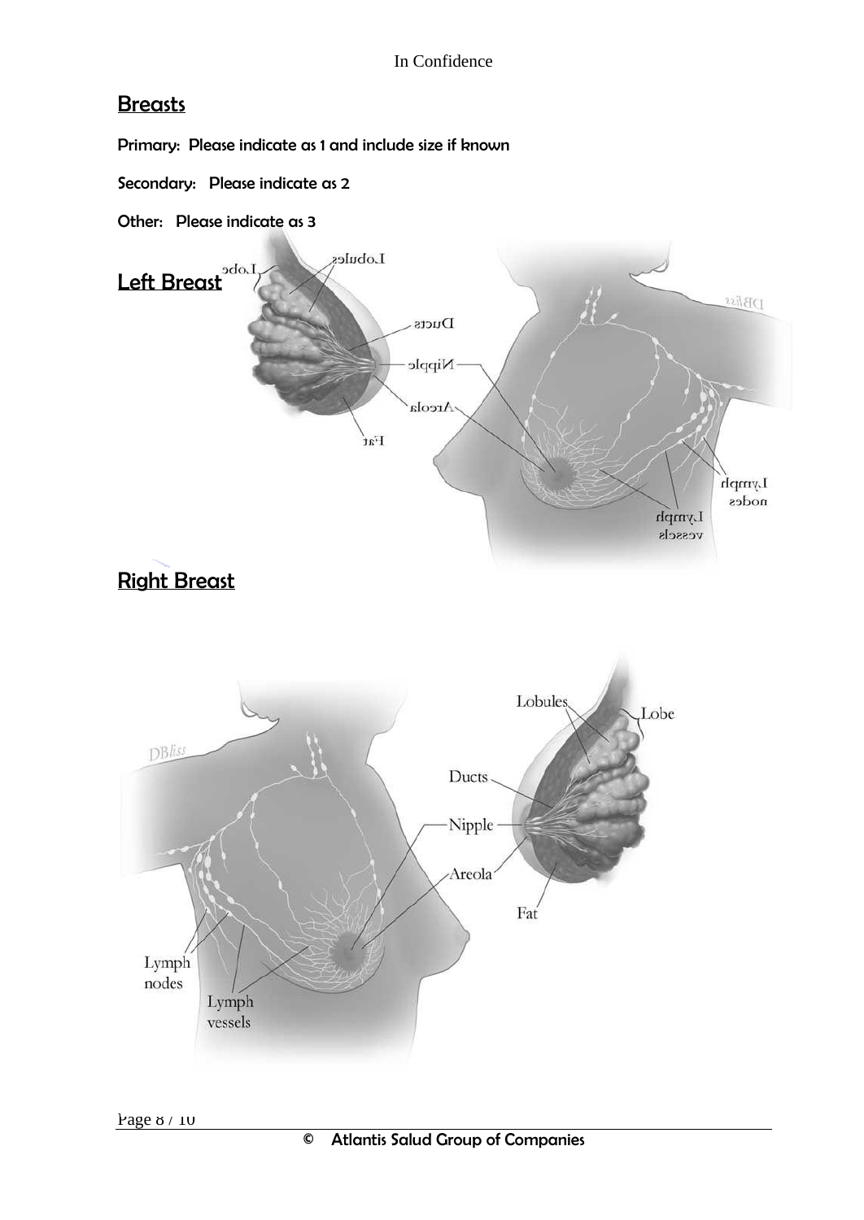## Breasts

Primary: Please indicate as 1 and include size if known

Secondary: Please indicate as 2

Other: Please indicate as 3

### Left Breast

### Right Breast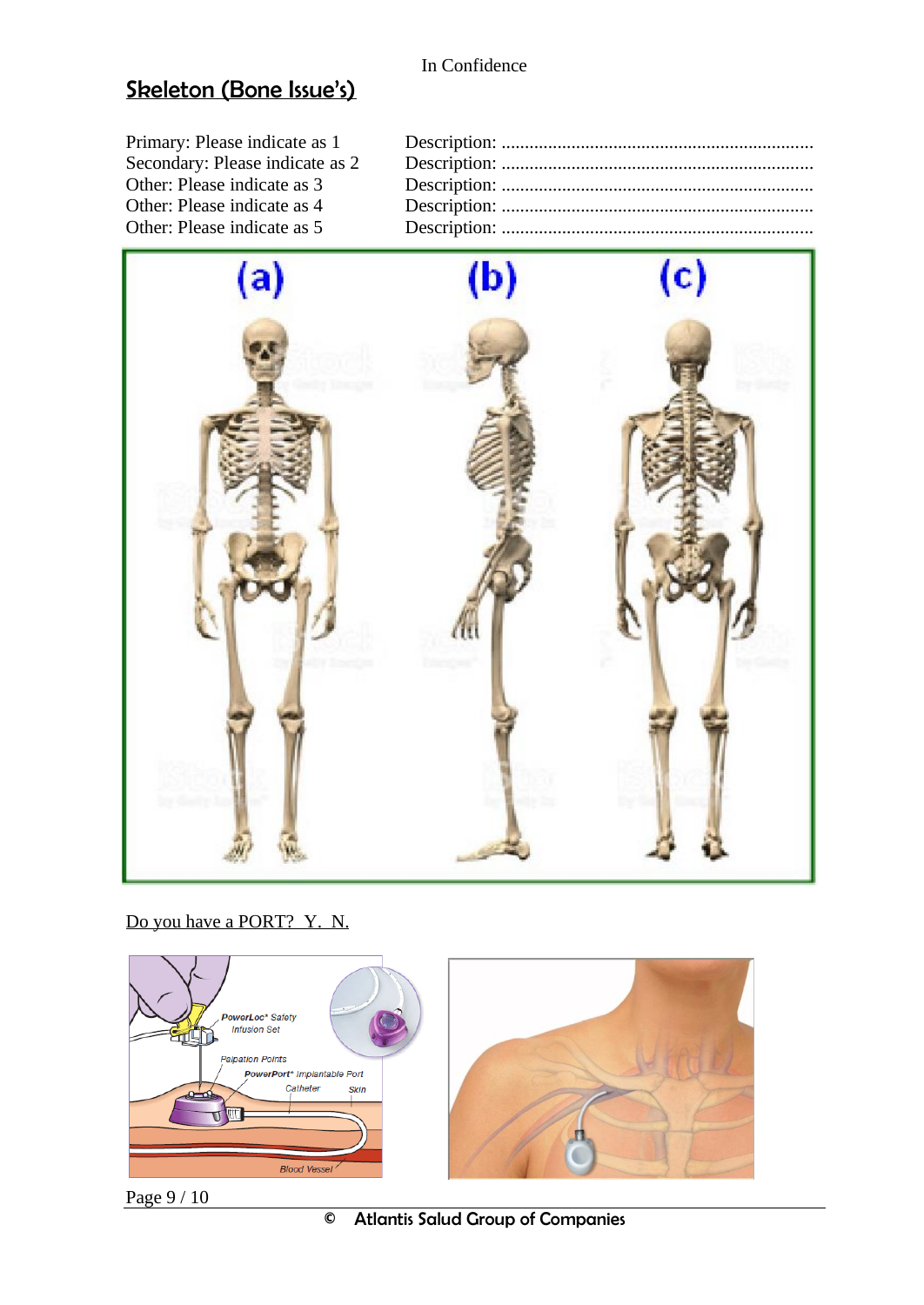## Skeleton (Bone Issue's)

Primary: Please indicate as 1 Description: ..................................................................
Secondary: Please indicate as 2 Description: ..................................................................
Other: Please indicate as 3 Description: ..................................................................
Other: Please indicate as 4 Description: ..................................................................
Other: Please indicate as 5 Description: ..................................................................

(a) (b) (c)

Do you have a PORT? Y. N.

PowerLoc® Safety Infusion Set

Palpation Points

PowerPort® Implantable Port

Catheter

Skin

Blood Vessel

© Atlantis Salud Group of Companies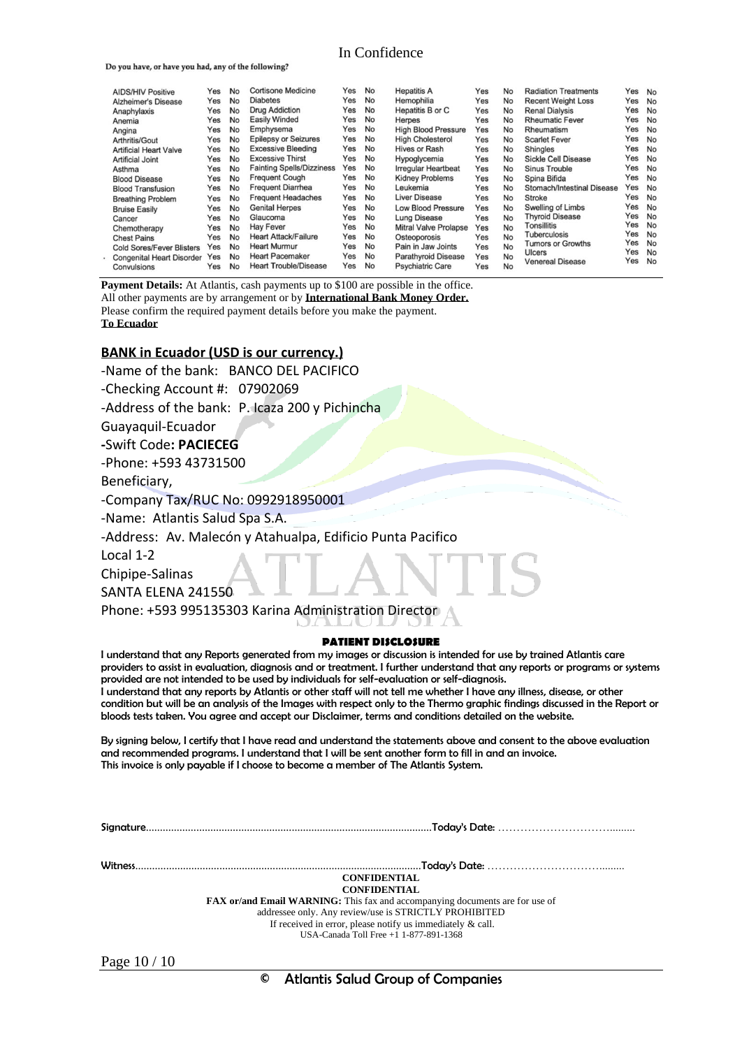**Do you have, or have you had, any of the following?**

| | | | | | | | | | | | |
|---|---|---|---|---|---|---|---|---|---|---|---|
| AIDS/HIV Positive | Yes No | Cortisone Medicine | Yes No | Hepatitis A | Yes No | Radiation Treatments | Yes No |
| Alzheimer's Disease | Yes No | Diabetes | Yes No | Hemophilia | Yes No | Recent Weight Loss | Yes No |
| Anaphylaxis | Yes No | Drug Addiction | Yes No | Hepatitis B or C | Yes No | Renal Dialysis | Yes No |
| Anemia | Yes No | Easily Winded | Yes No | Herpes | Yes No | Rheumatic Fever | Yes No |
| Angina | Yes No | Emphysema | Yes No | High Blood Pressure | Yes No | Rheumatism | Yes No |
| Arthritis/Gout | Yes No | Epilepsy or Seizures | Yes No | High Cholesterol | Yes No | Scarlet Fever | Yes No |
| Artificial Heart Valve | Yes No | Excessive Bleeding | Yes No | Hives or Rash | Yes No | Shingles | Yes No |
| Artificial Joint | Yes No | Excessive Thirst | Yes No | Hypoglycemia | Yes No | Sickle Cell Disease | Yes No |
| Asthma | Yes No | Fainting Spells/Dizziness | Yes No | Irregular Heartbeat | Yes No | Sinus Trouble | Yes No |
| Blood Disease | Yes No | Frequent Cough | Yes No | Kidney Problems | Yes No | Spina Bifida | Yes No |
| Blood Transfusion | Yes No | Frequent Diarrhea | Yes No | Leukemia | Yes No | Stomach/Intestinal Disease | Yes No |
| Breathing Problem | Yes No | Frequent Headaches | Yes No | Liver Disease | Yes No | Stroke | Yes No |
| Bruise Easily | Yes No | Genital Herpes | Yes No | Low Blood Pressure | Yes No | Swelling of Limbs | Yes No |
| Cancer | Yes No | Glaucoma | Yes No | Lung Disease | Yes No | Thyroid Disease | Yes No |
| Chemotherapy | Yes No | Hay Fever | Yes No | Mitral Valve Prolapse | Yes No | Tonsillitis | Yes No |
| Chest Pains | Yes No | Heart Attack/Failure | Yes No | Osteoporosis | Yes No | Tuberculosis | Yes No |
| Cold Sores/Fever Blisters | Yes No | Heart Murmur | Yes No | Pain in Jaw Joints | Yes No | Tumors or Growths | Yes No |
| Congenital Heart Disorder | Yes No | Heart Pacemaker | Yes No | Parathyroid Disease | Yes No | Ulcers | Yes No |
| Convulsions | Yes No | Heart Trouble/Disease | Yes No | Psychiatric Care | Yes No | Venereal Disease | Yes No |

**Payment Details:** At Atlantis, cash payments up to $100 are possible in the office.
All other payments are by arrangement or by **International Bank Money Order.**
Please confirm the required payment details before you make the payment.
**To Ecuador**

**BANK in Ecuador (USD is our currency.)**

-Name of the bank: BANCO DEL PACIFICO
-Checking Account #: 07902069
-Address of the bank: P. Icaza 200 y Pichincha
Guayaquil-Ecuador
-Swift Code: **PACIECEG**
-Phone: +593 43731500
Beneficiary,
-Company Tax/RUC No: 0992918950001
-Name: Atlantis Salud Spa S.A.
-Address: Av. Malecón y Atahualpa, Edificio Punta Pacifico
Local 1-2
Chipipe-Salinas
SANTA ELENA 241550
Phone: +593 995135303 Karina Administration Director

**PATIENT DISCLOSURE**

I understand that any Reports generated from my images or discussion is intended for use by trained Atlantis care providers to assist in evaluation, diagnosis and or treatment. I further understand that any reports or programs or systems provided are not intended to be used by individuals for self-evaluation or self-diagnosis.
I understand that any reports by Atlantis or other staff will not tell me whether I have any illness, disease, or other condition but will be an analysis of the Images with respect only to the Thermo graphic findings discussed in the Report or bloods tests taken. You agree and accept our Disclaimer, terms and conditions detailed on the website.

By signing below, I certify that I have read and understand the statements above and consent to the above evaluation and recommended programs. I understand that I will be sent another form to fill in and an invoice.
This invoice is only payable if I choose to become a member of The Atlantis System.

Signature.......................................................................................................Today's Date: ……………………………….........

Witness.........................................................................................................Today's Date: ……………………………….......

**CONFIDENTIAL**
**CONFIDENTIAL**
**FAX or/and Email WARNING:** This fax and accompanying documents are for use of addressee only. Any review/use is STRICTLY PROHIBITED
If received in error, please notify us immediately & call.
USA-Canada Toll Free +1 1-877-891-1368

© Atlantis Salud Group of Companies